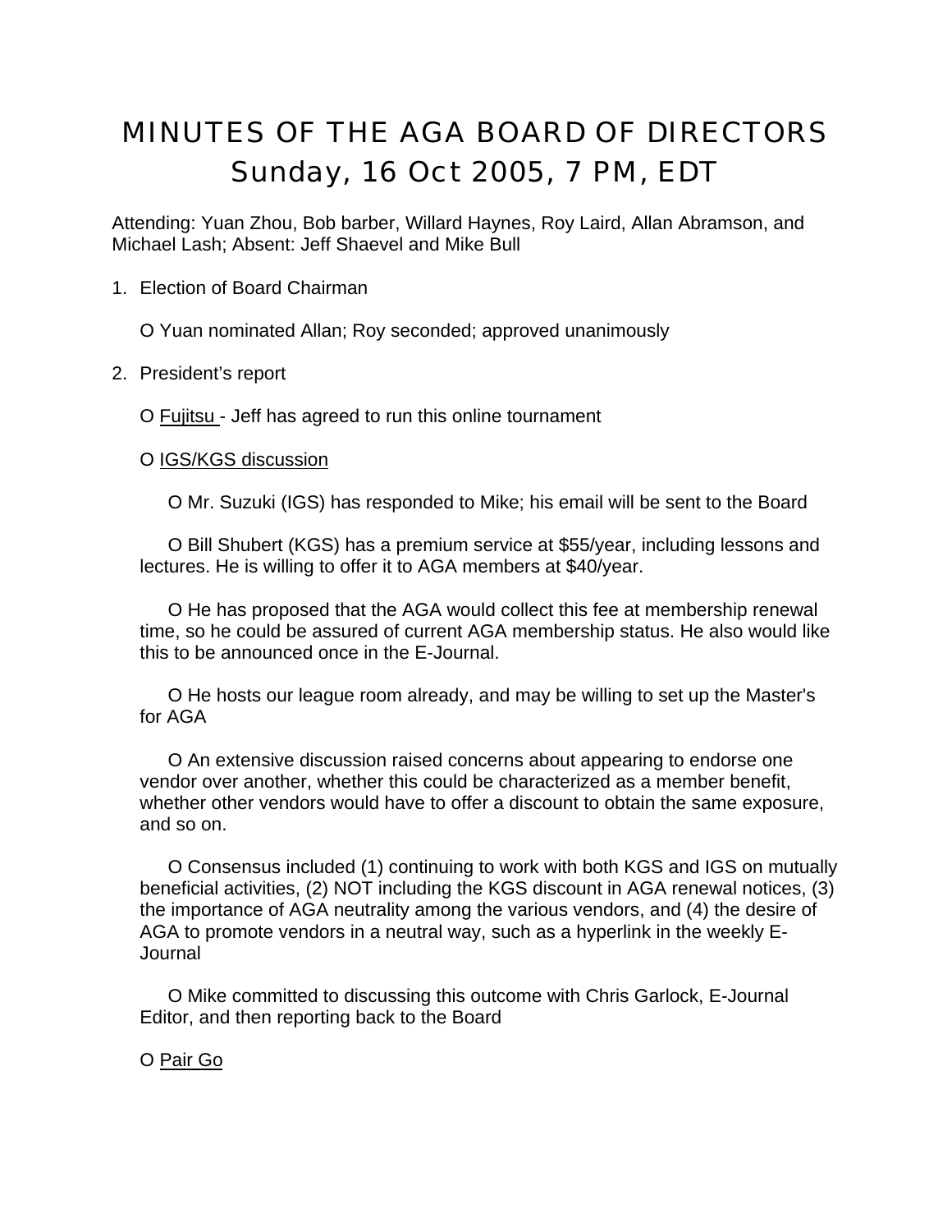# MINUTES OF THE AGA BOARD OF DIRECTORS
## Sunday, 16 Oct 2005, 7 PM, EDT

Attending: Yuan Zhou, Bob barber, Willard Haynes, Roy Laird, Allan Abramson, and Michael Lash; Absent: Jeff Shaevel and Mike Bull

1. Election of Board Chairman

   - Yuan nominated Allan; Roy seconded; approved unanimously

2. President's report

   - Fujitsu - Jeff has agreed to run this online tournament

   - IGS/KGS discussion

     - Mr. Suzuki (IGS) has responded to Mike; his email will be sent to the Board

     - Bill Shubert (KGS) has a premium service at $55/year, including lessons and lectures. He is willing to offer it to AGA members at $40/year.

     - He has proposed that the AGA would collect this fee at membership renewal time, so he could be assured of current AGA membership status. He also would like this to be announced once in the E-Journal.

     - He hosts our league room already, and may be willing to set up the Master's for AGA

     - An extensive discussion raised concerns about appearing to endorse one vendor over another, whether this could be characterized as a member benefit, whether other vendors would have to offer a discount to obtain the same exposure, and so on.

     - Consensus included (1) continuing to work with both KGS and IGS on mutually beneficial activities, (2) NOT including the KGS discount in AGA renewal notices, (3) the importance of AGA neutrality among the various vendors, and (4) the desire of AGA to promote vendors in a neutral way, such as a hyperlink in the weekly E-Journal

     - Mike committed to discussing this outcome with Chris Garlock, E-Journal Editor, and then reporting back to the Board

   - Pair Go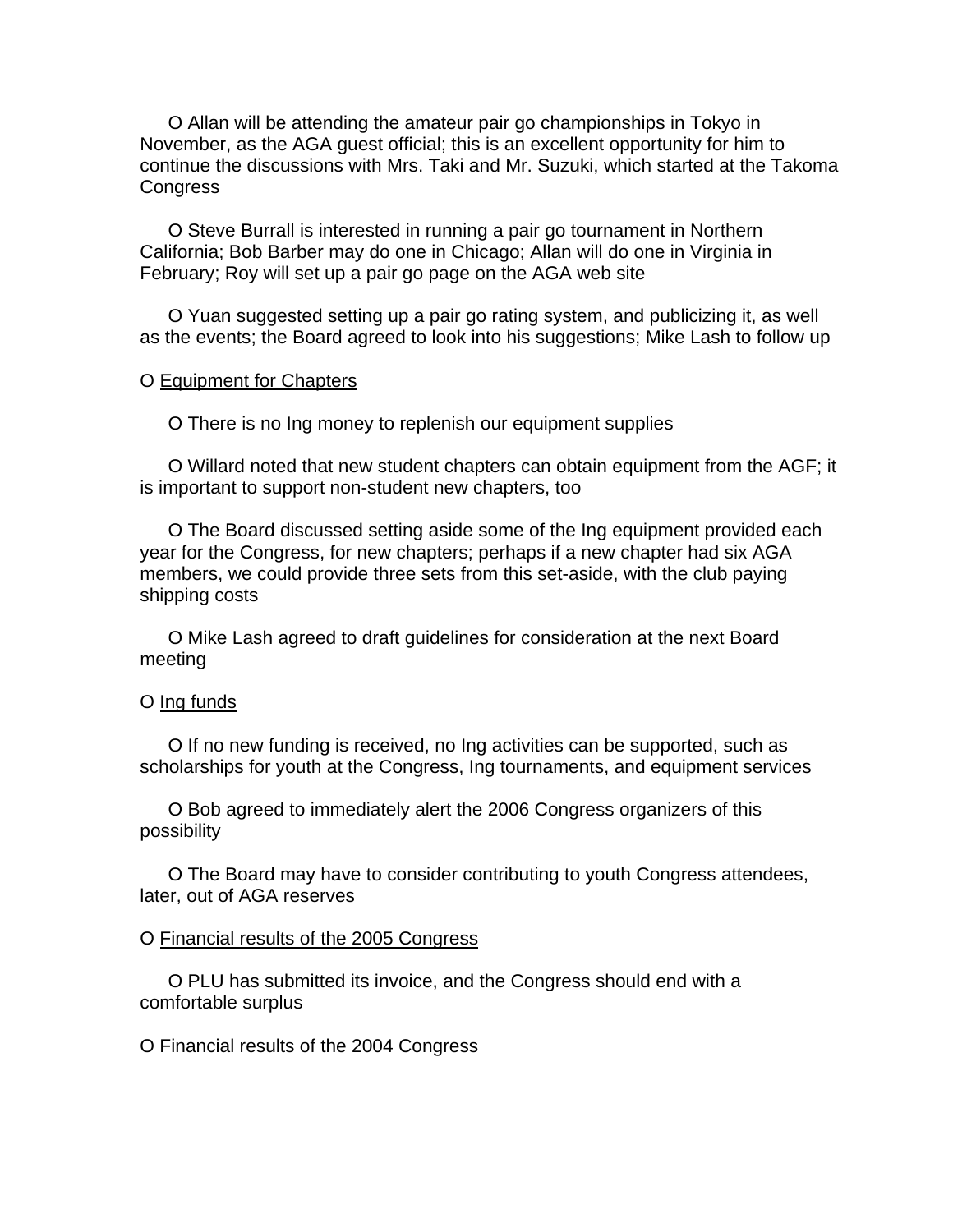- O Allan will be attending the amateur pair go championships in Tokyo in November, as the AGA guest official; this is an excellent opportunity for him to continue the discussions with Mrs. Taki and Mr. Suzuki, which started at the Takoma Congress

- O Steve Burrall is interested in running a pair go tournament in Northern California; Bob Barber may do one in Chicago; Allan will do one in Virginia in February; Roy will set up a pair go page on the AGA web site

- O Yuan suggested setting up a pair go rating system, and publicizing it, as well as the events; the Board agreed to look into his suggestions; Mike Lash to follow up

O <u>Equipment for Chapters</u>

- O There is no Ing money to replenish our equipment supplies

- O Willard noted that new student chapters can obtain equipment from the AGF; it is important to support non-student new chapters, too

- O The Board discussed setting aside some of the Ing equipment provided each year for the Congress, for new chapters; perhaps if a new chapter had six AGA members, we could provide three sets from this set-aside, with the club paying shipping costs

- O Mike Lash agreed to draft guidelines for consideration at the next Board meeting

O <u>Ing funds</u>

- O If no new funding is received, no Ing activities can be supported, such as scholarships for youth at the Congress, Ing tournaments, and equipment services

- O Bob agreed to immediately alert the 2006 Congress organizers of this possibility

- O The Board may have to consider contributing to youth Congress attendees, later, out of AGA reserves

O <u>Financial results of the 2005 Congress</u>

- O PLU has submitted its invoice, and the Congress should end with a comfortable surplus

O <u>Financial results of the 2004 Congress</u>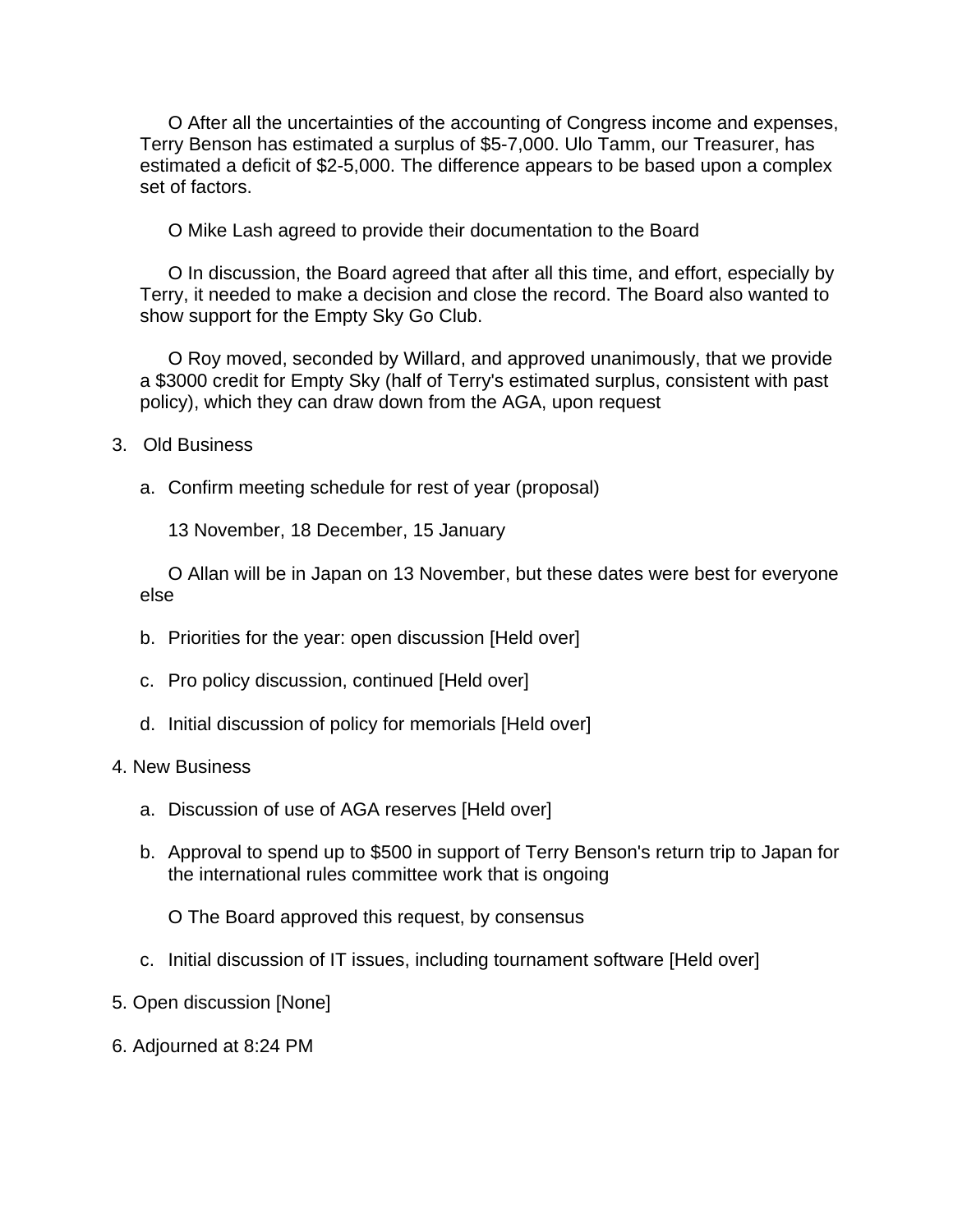O After all the uncertainties of the accounting of Congress income and expenses, Terry Benson has estimated a surplus of $5-7,000. Ulo Tamm, our Treasurer, has estimated a deficit of $2-5,000. The difference appears to be based upon a complex set of factors.

O Mike Lash agreed to provide their documentation to the Board

O In discussion, the Board agreed that after all this time, and effort, especially by Terry, it needed to make a decision and close the record. The Board also wanted to show support for the Empty Sky Go Club.

O Roy moved, seconded by Willard, and approved unanimously, that we provide a $3000 credit for Empty Sky (half of Terry's estimated surplus, consistent with past policy), which they can draw down from the AGA, upon request

3. Old Business

   a. Confirm meeting schedule for rest of year (proposal)

      13 November, 18 December, 15 January

      O Allan will be in Japan on 13 November, but these dates were best for everyone else

   b. Priorities for the year: open discussion [Held over]

   c. Pro policy discussion, continued [Held over]

   d. Initial discussion of policy for memorials [Held over]

4. New Business

   a. Discussion of use of AGA reserves [Held over]

   b. Approval to spend up to $500 in support of Terry Benson's return trip to Japan for the international rules committee work that is ongoing

      O The Board approved this request, by consensus

   c. Initial discussion of IT issues, including tournament software [Held over]

5. Open discussion [None]

6. Adjourned at 8:24 PM